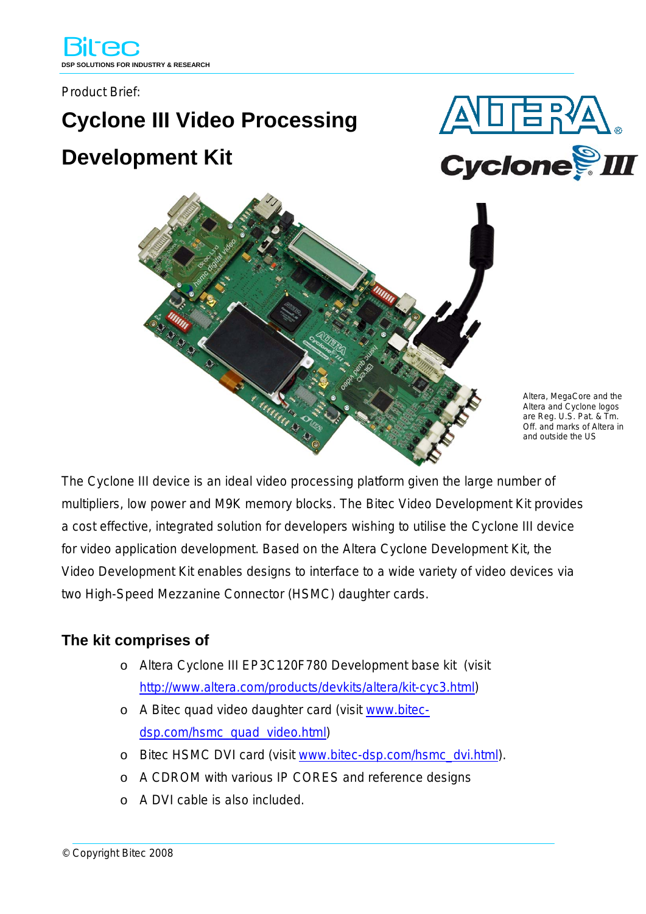Bitec

DSP SOLUTIONS FOR INDUSTRY & RESEARCH

Product Brief:

# Cyclone III Video Processing Development Kit

Altera, MegaCore and the Altera and Cyclone logos are Reg. U.S. Pat. & Tm. Off. and marks of Altera in and outside the US

The Cyclone III device is an ideal video processing platform given the large number of multipliers, low power and M9K memory blocks. The Bitec Video Development Kit provides a cost effective, integrated solution for developers wishing to utilise the Cyclone III device for video application development. Based on the Altera Cyclone Development Kit, the Video Development Kit enables designs to interface to a wide variety of video devices via two High-Speed Mezzanine Connector (HSMC) daughter cards.

## The kit comprises of

- Altera Cyclone III EP3C120F780 Development base kit (visit [http://www.altera.com/products/devkits/altera/kit-cyc3.html](http://www.altera.com/products/devkits/altera/kit-cyc3.html))
- A Bitec quad video daughter card (visit [www.bitec-dsp.com/hsmc_quad_video.html](www.bitec-dsp.com/hsmc_quad_video.html))
- Bitec HSMC DVI card (visit [www.bitec-dsp.com/hsmc_dvi.html](www.bitec-dsp.com/hsmc_dvi.html)).
- A CDROM with various IP CORES and reference designs
- A DVI cable is also included.

© Copyright Bitec 2008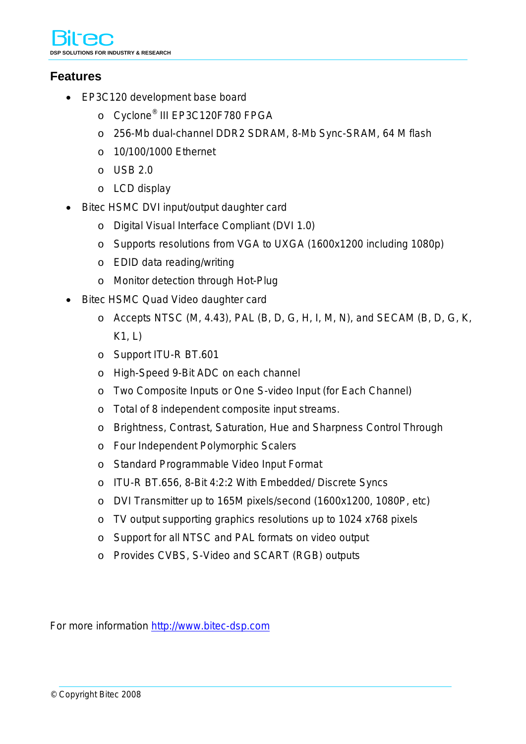## Features

- EP3C120 development base board
    - Cyclone® III EP3C120F780 FPGA
    - 256-Mb dual-channel DDR2 SDRAM, 8-Mb Sync-SRAM, 64 M flash
    - 10/100/1000 Ethernet
    - USB 2.0
    - LCD display
- Bitec HSMC DVI input/output daughter card
    - Digital Visual Interface Compliant (DVI 1.0)
    - Supports resolutions from VGA to UXGA (1600x1200 including 1080p)
    - EDID data reading/writing
    - Monitor detection through Hot-Plug
- Bitec HSMC Quad Video daughter card
    - Accepts NTSC (M, 4.43), PAL (B, D, G, H, I, M, N), and SECAM (B, D, G, K, K1, L)
    - Support ITU-R BT.601
    - High-Speed 9-Bit ADC on each channel
    - Two Composite Inputs or One S-video Input (for Each Channel)
    - Total of 8 independent composite input streams.
    - Brightness, Contrast, Saturation, Hue and Sharpness Control Through
    - Four Independent Polymorphic Scalers
    - Standard Programmable Video Input Format
    - ITU-R BT.656, 8-Bit 4:2:2 With Embedded/ Discrete Syncs
    - DVI Transmitter up to 165M pixels/second (1600x1200, 1080P, etc)
    - TV output supporting graphics resolutions up to 1024 x768 pixels
    - Support for all NTSC and PAL formats on video output
    - Provides CVBS, S-Video and SCART (RGB) outputs

For more information http://www.bitec-dsp.com

© Copyright Bitec 2008